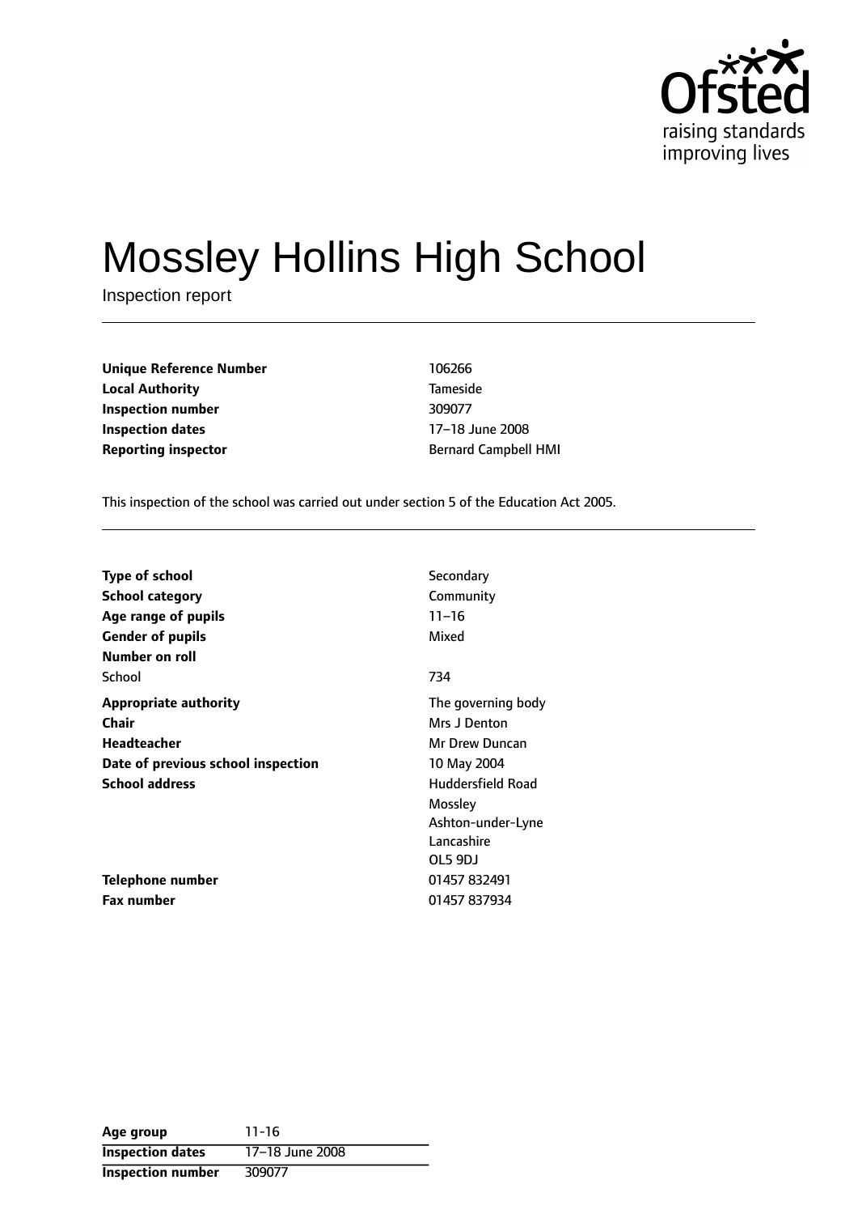Ofsted
raising standards
improving lives

# Mossley Hollins High School

Inspection report

| | |
|---|---|
| **Unique Reference Number** | 106266 |
| **Local Authority** | Tameside |
| **Inspection number** | 309077 |
| **Inspection dates** | 17–18 June 2008 |
| **Reporting inspector** | Bernard Campbell HMI |

This inspection of the school was carried out under section 5 of the Education Act 2005.

| | |
|---|---|
| **Type of school** | Secondary |
| **School category** | Community |
| **Age range of pupils** | 11–16 |
| **Gender of pupils** | Mixed |
| **Number on roll** | |
| School | 734 |
| **Appropriate authority** | The governing body |
| **Chair** | Mrs J Denton |
| **Headteacher** | Mr Drew Duncan |
| **Date of previous school inspection** | 10 May 2004 |
| **School address** | Huddersfield Road<br>Mossley<br>Ashton-under-Lyne<br>Lancashire<br>OL5 9DJ |
| **Telephone number** | 01457 832491 |
| **Fax number** | 01457 837934 |

| | |
|---|---|
| **Age group** | 11-16 |
| **Inspection dates** | 17–18 June 2008 |
| **Inspection number** | 309077 |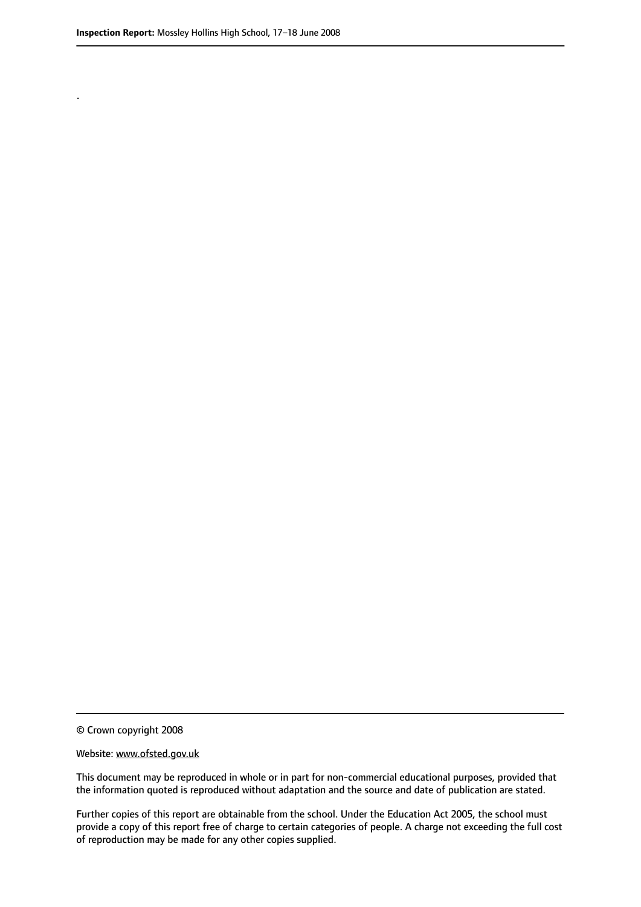.

© Crown copyright 2008

Website: www.ofsted.gov.uk

This document may be reproduced in whole or in part for non-commercial educational purposes, provided that the information quoted is reproduced without adaptation and the source and date of publication are stated.

Further copies of this report are obtainable from the school. Under the Education Act 2005, the school must provide a copy of this report free of charge to certain categories of people. A charge not exceeding the full cost of reproduction may be made for any other copies supplied.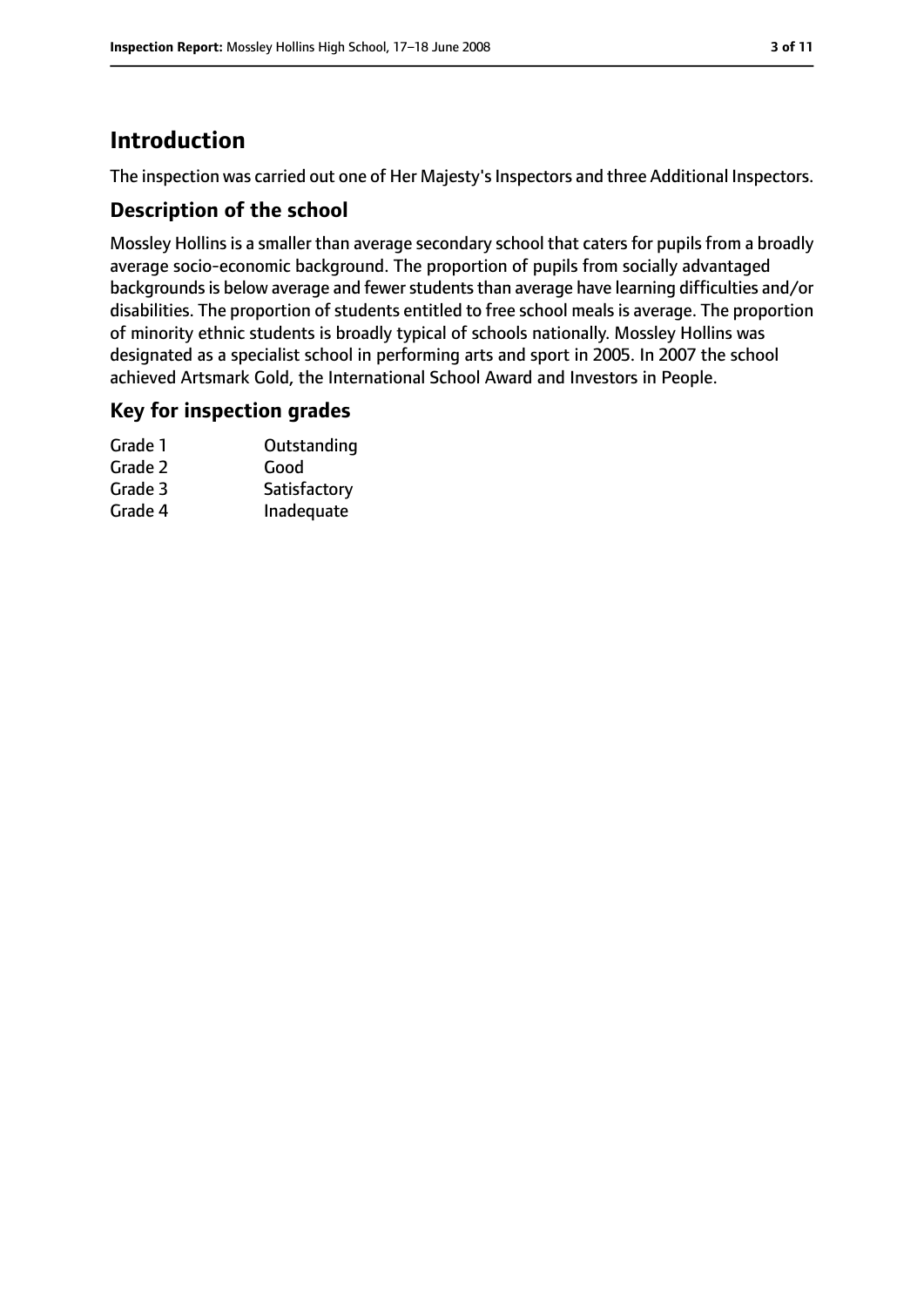# Introduction

The inspection was carried out one of Her Majesty's Inspectors and three Additional Inspectors.

## Description of the school

Mossley Hollins is a smaller than average secondary school that caters for pupils from a broadly average socio-economic background. The proportion of pupils from socially advantaged backgrounds is below average and fewer students than average have learning difficulties and/or disabilities. The proportion of students entitled to free school meals is average. The proportion of minority ethnic students is broadly typical of schools nationally. Mossley Hollins was designated as a specialist school in performing arts and sport in 2005. In 2007 the school achieved Artsmark Gold, the International School Award and Investors in People.

## Key for inspection grades

| | |
|---|---|
| Grade 1 | Outstanding |
| Grade 2 | Good |
| Grade 3 | Satisfactory |
| Grade 4 | Inadequate |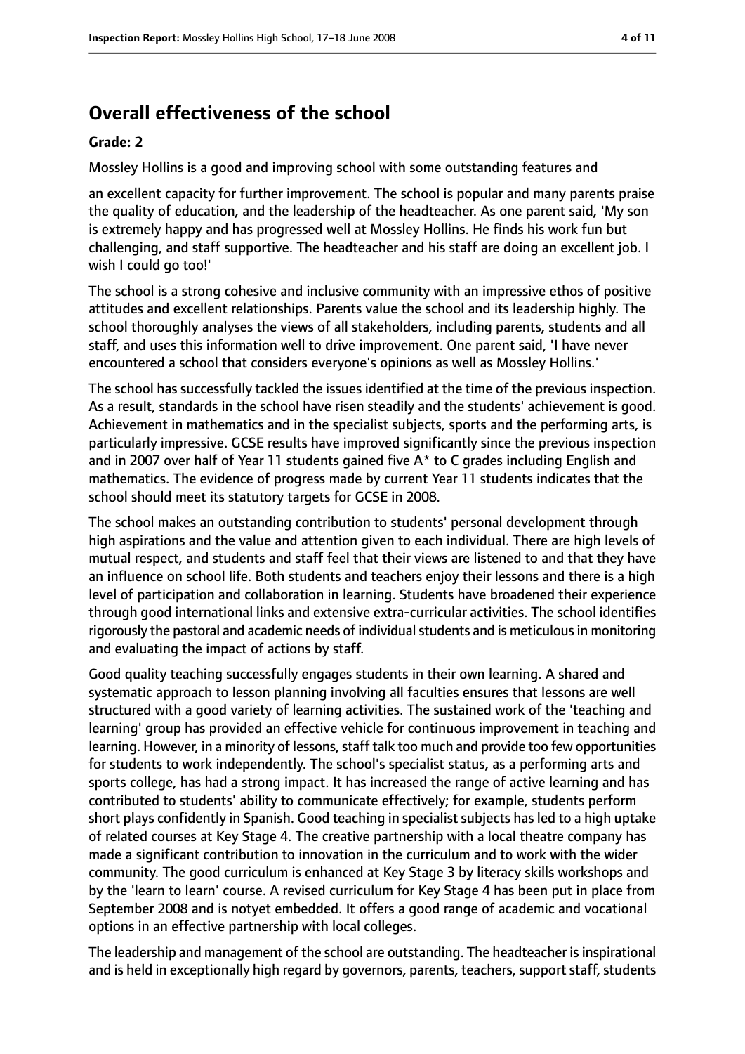## Overall effectiveness of the school

### Grade: 2

Mossley Hollins is a good and improving school with some outstanding features and

an excellent capacity for further improvement. The school is popular and many parents praise the quality of education, and the leadership of the headteacher. As one parent said, 'My son is extremely happy and has progressed well at Mossley Hollins. He finds his work fun but challenging, and staff supportive. The headteacher and his staff are doing an excellent job. I wish I could go too!'

The school is a strong cohesive and inclusive community with an impressive ethos of positive attitudes and excellent relationships. Parents value the school and its leadership highly. The school thoroughly analyses the views of all stakeholders, including parents, students and all staff, and uses this information well to drive improvement. One parent said, 'I have never encountered a school that considers everyone's opinions as well as Mossley Hollins.'

The school has successfully tackled the issues identified at the time of the previous inspection. As a result, standards in the school have risen steadily and the students' achievement is good. Achievement in mathematics and in the specialist subjects, sports and the performing arts, is particularly impressive. GCSE results have improved significantly since the previous inspection and in 2007 over half of Year 11 students gained five A* to C grades including English and mathematics. The evidence of progress made by current Year 11 students indicates that the school should meet its statutory targets for GCSE in 2008.

The school makes an outstanding contribution to students' personal development through high aspirations and the value and attention given to each individual. There are high levels of mutual respect, and students and staff feel that their views are listened to and that they have an influence on school life. Both students and teachers enjoy their lessons and there is a high level of participation and collaboration in learning. Students have broadened their experience through good international links and extensive extra-curricular activities. The school identifies rigorously the pastoral and academic needs of individual students and is meticulous in monitoring and evaluating the impact of actions by staff.

Good quality teaching successfully engages students in their own learning. A shared and systematic approach to lesson planning involving all faculties ensures that lessons are well structured with a good variety of learning activities. The sustained work of the 'teaching and learning' group has provided an effective vehicle for continuous improvement in teaching and learning. However, in a minority of lessons, staff talk too much and provide too few opportunities for students to work independently. The school's specialist status, as a performing arts and sports college, has had a strong impact. It has increased the range of active learning and has contributed to students' ability to communicate effectively; for example, students perform short plays confidently in Spanish. Good teaching in specialist subjects has led to a high uptake of related courses at Key Stage 4. The creative partnership with a local theatre company has made a significant contribution to innovation in the curriculum and to work with the wider community. The good curriculum is enhanced at Key Stage 3 by literacy skills workshops and by the 'learn to learn' course. A revised curriculum for Key Stage 4 has been put in place from September 2008 and is notyet embedded. It offers a good range of academic and vocational options in an effective partnership with local colleges.

The leadership and management of the school are outstanding. The headteacher is inspirational and is held in exceptionally high regard by governors, parents, teachers, support staff, students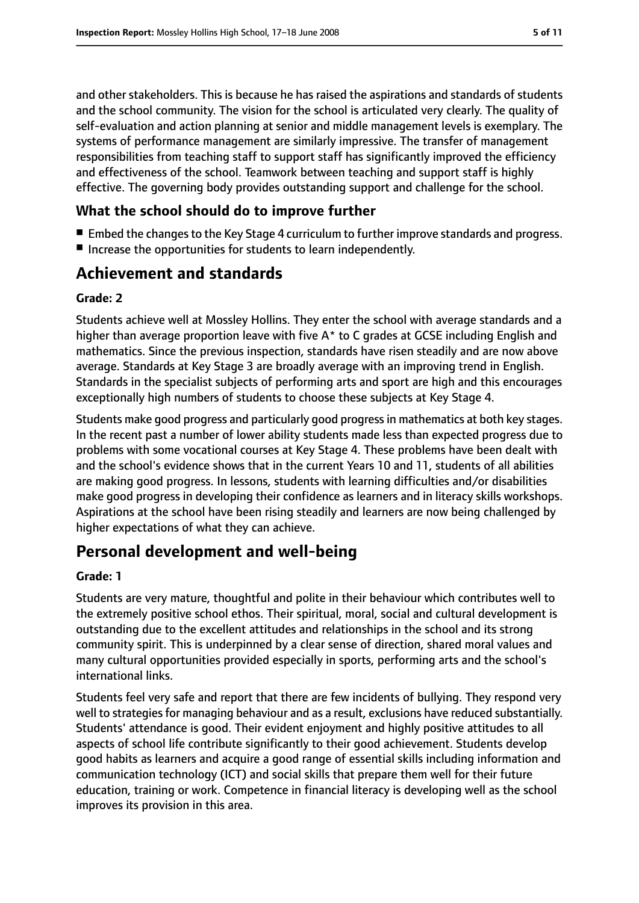and other stakeholders. This is because he has raised the aspirations and standards of students and the school community. The vision for the school is articulated very clearly. The quality of self-evaluation and action planning at senior and middle management levels is exemplary. The systems of performance management are similarly impressive. The transfer of management responsibilities from teaching staff to support staff has significantly improved the efficiency and effectiveness of the school. Teamwork between teaching and support staff is highly effective. The governing body provides outstanding support and challenge for the school.

### What the school should do to improve further

- Embed the changes to the Key Stage 4 curriculum to further improve standards and progress.
- Increase the opportunities for students to learn independently.

## Achievement and standards

#### Grade: 2

Students achieve well at Mossley Hollins. They enter the school with average standards and a higher than average proportion leave with five A* to C grades at GCSE including English and mathematics. Since the previous inspection, standards have risen steadily and are now above average. Standards at Key Stage 3 are broadly average with an improving trend in English. Standards in the specialist subjects of performing arts and sport are high and this encourages exceptionally high numbers of students to choose these subjects at Key Stage 4.

Students make good progress and particularly good progress in mathematics at both key stages. In the recent past a number of lower ability students made less than expected progress due to problems with some vocational courses at Key Stage 4. These problems have been dealt with and the school's evidence shows that in the current Years 10 and 11, students of all abilities are making good progress. In lessons, students with learning difficulties and/or disabilities make good progress in developing their confidence as learners and in literacy skills workshops. Aspirations at the school have been rising steadily and learners are now being challenged by higher expectations of what they can achieve.

## Personal development and well-being

#### Grade: 1

Students are very mature, thoughtful and polite in their behaviour which contributes well to the extremely positive school ethos. Their spiritual, moral, social and cultural development is outstanding due to the excellent attitudes and relationships in the school and its strong community spirit. This is underpinned by a clear sense of direction, shared moral values and many cultural opportunities provided especially in sports, performing arts and the school's international links.

Students feel very safe and report that there are few incidents of bullying. They respond very well to strategies for managing behaviour and as a result, exclusions have reduced substantially. Students' attendance is good. Their evident enjoyment and highly positive attitudes to all aspects of school life contribute significantly to their good achievement. Students develop good habits as learners and acquire a good range of essential skills including information and communication technology (ICT) and social skills that prepare them well for their future education, training or work. Competence in financial literacy is developing well as the school improves its provision in this area.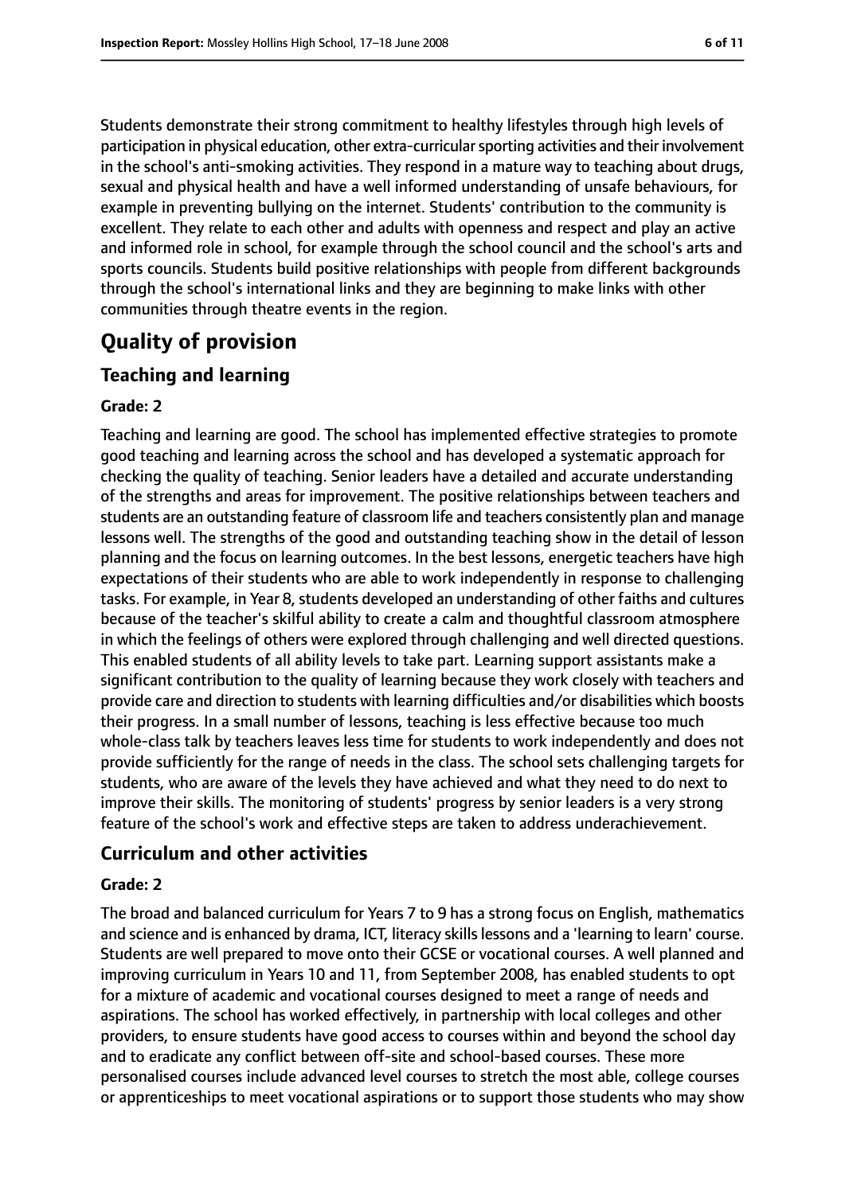Students demonstrate their strong commitment to healthy lifestyles through high levels of participation in physical education, other extra-curricular sporting activities and their involvement in the school's anti-smoking activities. They respond in a mature way to teaching about drugs, sexual and physical health and have a well informed understanding of unsafe behaviours, for example in preventing bullying on the internet. Students' contribution to the community is excellent. They relate to each other and adults with openness and respect and play an active and informed role in school, for example through the school council and the school's arts and sports councils. Students build positive relationships with people from different backgrounds through the school's international links and they are beginning to make links with other communities through theatre events in the region.

# Quality of provision

## Teaching and learning

### Grade: 2

Teaching and learning are good. The school has implemented effective strategies to promote good teaching and learning across the school and has developed a systematic approach for checking the quality of teaching. Senior leaders have a detailed and accurate understanding of the strengths and areas for improvement. The positive relationships between teachers and students are an outstanding feature of classroom life and teachers consistently plan and manage lessons well. The strengths of the good and outstanding teaching show in the detail of lesson planning and the focus on learning outcomes. In the best lessons, energetic teachers have high expectations of their students who are able to work independently in response to challenging tasks. For example, in Year 8, students developed an understanding of other faiths and cultures because of the teacher's skilful ability to create a calm and thoughtful classroom atmosphere in which the feelings of others were explored through challenging and well directed questions. This enabled students of all ability levels to take part. Learning support assistants make a significant contribution to the quality of learning because they work closely with teachers and provide care and direction to students with learning difficulties and/or disabilities which boosts their progress. In a small number of lessons, teaching is less effective because too much whole-class talk by teachers leaves less time for students to work independently and does not provide sufficiently for the range of needs in the class. The school sets challenging targets for students, who are aware of the levels they have achieved and what they need to do next to improve their skills. The monitoring of students' progress by senior leaders is a very strong feature of the school's work and effective steps are taken to address underachievement.

## Curriculum and other activities

### Grade: 2

The broad and balanced curriculum for Years 7 to 9 has a strong focus on English, mathematics and science and is enhanced by drama, ICT, literacy skills lessons and a 'learning to learn' course. Students are well prepared to move onto their GCSE or vocational courses. A well planned and improving curriculum in Years 10 and 11, from September 2008, has enabled students to opt for a mixture of academic and vocational courses designed to meet a range of needs and aspirations. The school has worked effectively, in partnership with local colleges and other providers, to ensure students have good access to courses within and beyond the school day and to eradicate any conflict between off-site and school-based courses. These more personalised courses include advanced level courses to stretch the most able, college courses or apprenticeships to meet vocational aspirations or to support those students who may show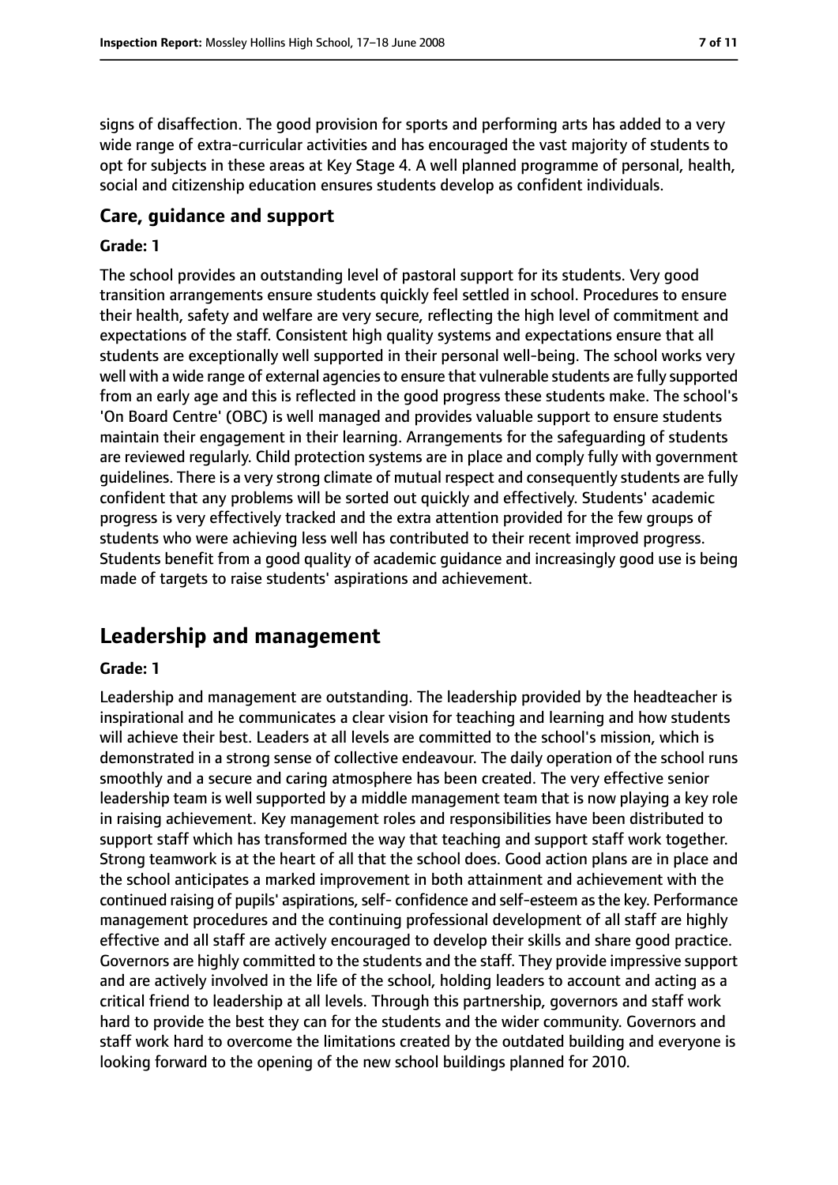signs of disaffection. The good provision for sports and performing arts has added to a very wide range of extra-curricular activities and has encouraged the vast majority of students to opt for subjects in these areas at Key Stage 4. A well planned programme of personal, health, social and citizenship education ensures students develop as confident individuals.

### Care, guidance and support

#### Grade: 1

The school provides an outstanding level of pastoral support for its students. Very good transition arrangements ensure students quickly feel settled in school. Procedures to ensure their health, safety and welfare are very secure, reflecting the high level of commitment and expectations of the staff. Consistent high quality systems and expectations ensure that all students are exceptionally well supported in their personal well-being. The school works very well with a wide range of external agencies to ensure that vulnerable students are fully supported from an early age and this is reflected in the good progress these students make. The school's 'On Board Centre' (OBC) is well managed and provides valuable support to ensure students maintain their engagement in their learning. Arrangements for the safeguarding of students are reviewed regularly. Child protection systems are in place and comply fully with government guidelines. There is a very strong climate of mutual respect and consequently students are fully confident that any problems will be sorted out quickly and effectively. Students' academic progress is very effectively tracked and the extra attention provided for the few groups of students who were achieving less well has contributed to their recent improved progress. Students benefit from a good quality of academic guidance and increasingly good use is being made of targets to raise students' aspirations and achievement.

## Leadership and management

#### Grade: 1

Leadership and management are outstanding. The leadership provided by the headteacher is inspirational and he communicates a clear vision for teaching and learning and how students will achieve their best. Leaders at all levels are committed to the school's mission, which is demonstrated in a strong sense of collective endeavour. The daily operation of the school runs smoothly and a secure and caring atmosphere has been created. The very effective senior leadership team is well supported by a middle management team that is now playing a key role in raising achievement. Key management roles and responsibilities have been distributed to support staff which has transformed the way that teaching and support staff work together. Strong teamwork is at the heart of all that the school does. Good action plans are in place and the school anticipates a marked improvement in both attainment and achievement with the continued raising of pupils' aspirations, self- confidence and self-esteem as the key. Performance management procedures and the continuing professional development of all staff are highly effective and all staff are actively encouraged to develop their skills and share good practice. Governors are highly committed to the students and the staff. They provide impressive support and are actively involved in the life of the school, holding leaders to account and acting as a critical friend to leadership at all levels. Through this partnership, governors and staff work hard to provide the best they can for the students and the wider community. Governors and staff work hard to overcome the limitations created by the outdated building and everyone is looking forward to the opening of the new school buildings planned for 2010.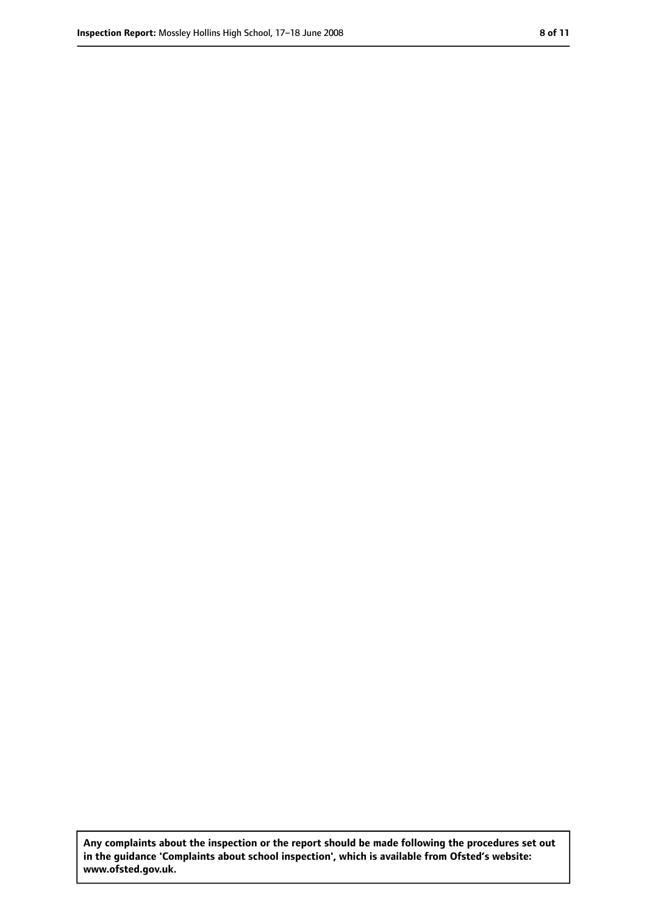**Any complaints about the inspection or the report should be made following the procedures set out in the guidance 'Complaints about school inspection', which is available from Ofsted's website: www.ofsted.gov.uk.**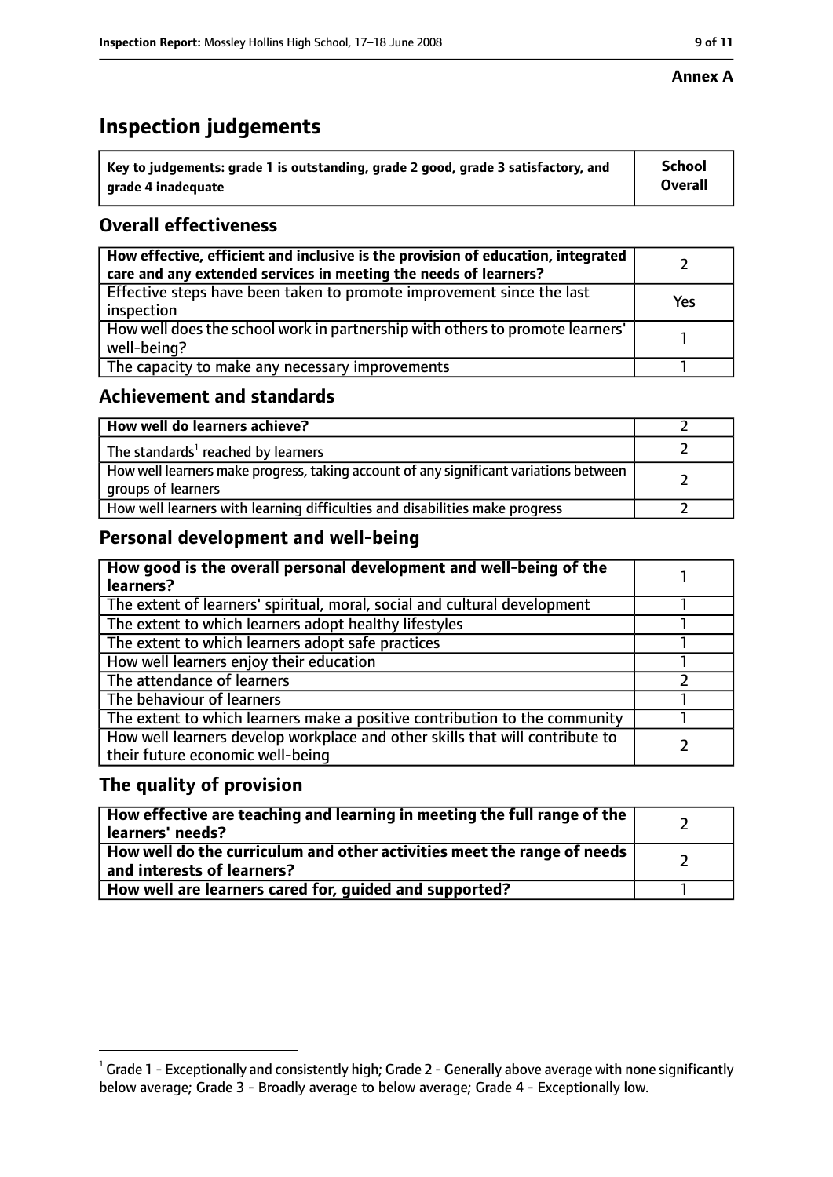**Annex A**

# Inspection judgements

| Key to judgements: grade 1 is outstanding, grade 2 good, grade 3 satisfactory, and grade 4 inadequate | School Overall |
|---|---|

## Overall effectiveness

| | |
|---|---|
| **How effective, efficient and inclusive is the provision of education, integrated care and any extended services in meeting the needs of learners?** | 2 |
| Effective steps have been taken to promote improvement since the last inspection | Yes |
| How well does the school work in partnership with others to promote learners' well-being? | 1 |
| The capacity to make any necessary improvements | 1 |

## Achievement and standards

| | |
|---|---|
| **How well do learners achieve?** | 2 |
| The standards[1] reached by learners | 2 |
| How well learners make progress, taking account of any significant variations between groups of learners | 2 |
| How well learners with learning difficulties and disabilities make progress | 2 |

## Personal development and well-being

| | |
|---|---|
| **How good is the overall personal development and well-being of the learners?** | 1 |
| The extent of learners' spiritual, moral, social and cultural development | 1 |
| The extent to which learners adopt healthy lifestyles | 1 |
| The extent to which learners adopt safe practices | 1 |
| How well learners enjoy their education | 1 |
| The attendance of learners | 2 |
| The behaviour of learners | 1 |
| The extent to which learners make a positive contribution to the community | 1 |
| How well learners develop workplace and other skills that will contribute to their future economic well-being | 2 |

## The quality of provision

| | |
|---|---|
| **How effective are teaching and learning in meeting the full range of the learners' needs?** | 2 |
| **How well do the curriculum and other activities meet the range of needs and interests of learners?** | 2 |
| **How well are learners cared for, guided and supported?** | 1 |

[1] Grade 1 - Exceptionally and consistently high; Grade 2 - Generally above average with none significantly below average; Grade 3 - Broadly average to below average; Grade 4 - Exceptionally low.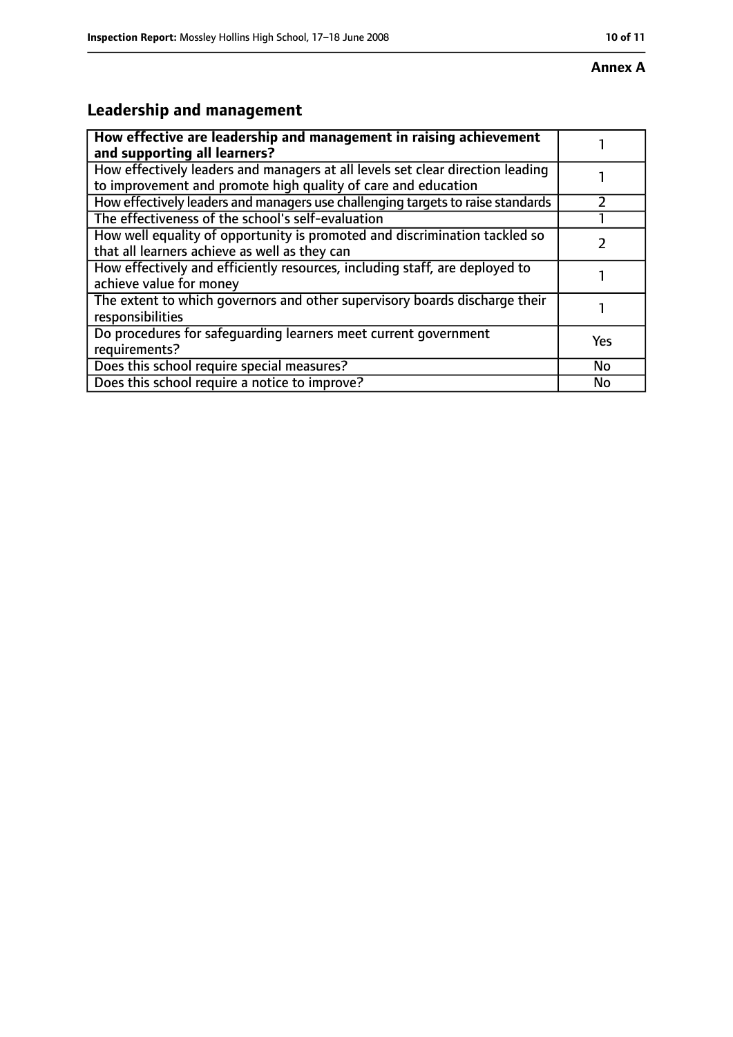**Annex A**

## Leadership and management

| | |
|---|---|
| **How effective are leadership and management in raising achievement and supporting all learners?** | 1 |
| How effectively leaders and managers at all levels set clear direction leading to improvement and promote high quality of care and education | 1 |
| How effectively leaders and managers use challenging targets to raise standards | 2 |
| The effectiveness of the school's self-evaluation | 1 |
| How well equality of opportunity is promoted and discrimination tackled so that all learners achieve as well as they can | 2 |
| How effectively and efficiently resources, including staff, are deployed to achieve value for money | 1 |
| The extent to which governors and other supervisory boards discharge their responsibilities | 1 |
| Do procedures for safeguarding learners meet current government requirements? | Yes |
| Does this school require special measures? | No |
| Does this school require a notice to improve? | No |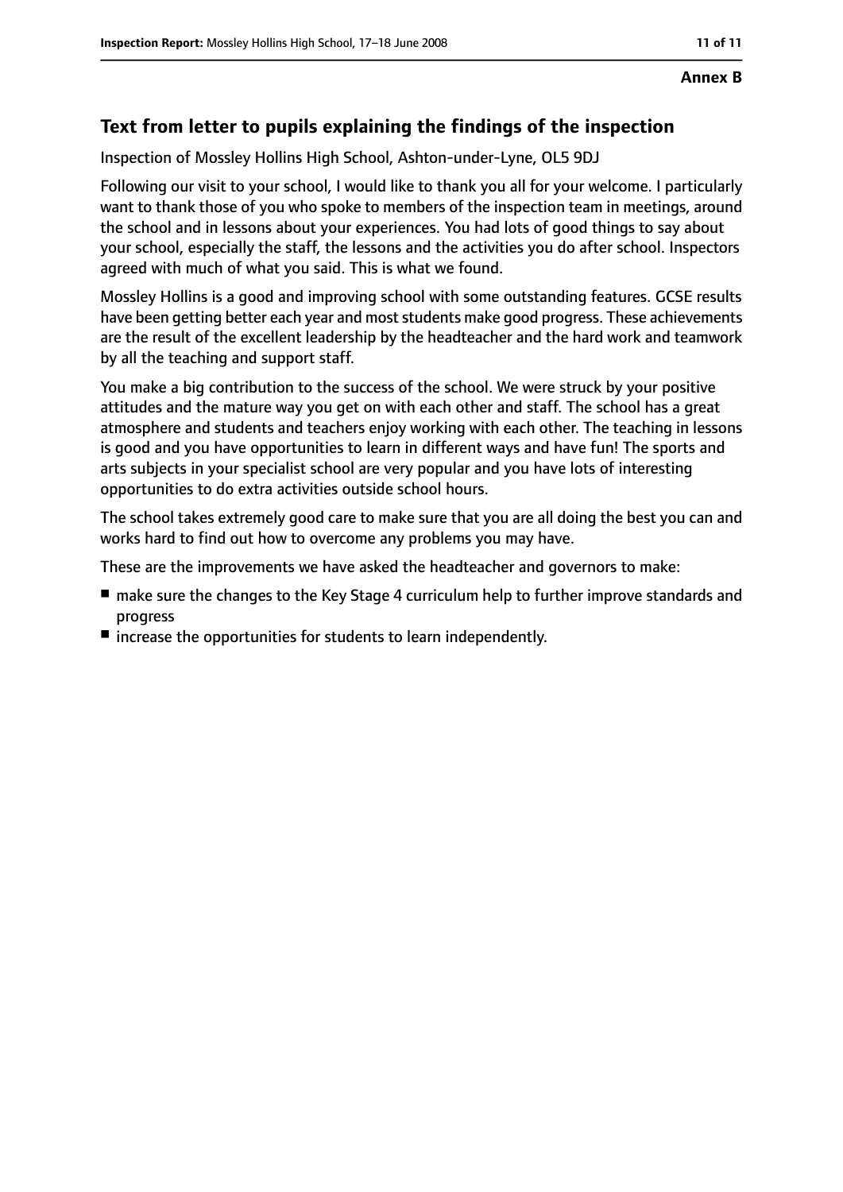**Annex B**

## Text from letter to pupils explaining the findings of the inspection

Inspection of Mossley Hollins High School, Ashton-under-Lyne, OL5 9DJ

Following our visit to your school, I would like to thank you all for your welcome. I particularly want to thank those of you who spoke to members of the inspection team in meetings, around the school and in lessons about your experiences. You had lots of good things to say about your school, especially the staff, the lessons and the activities you do after school. Inspectors agreed with much of what you said. This is what we found.

Mossley Hollins is a good and improving school with some outstanding features. GCSE results have been getting better each year and most students make good progress. These achievements are the result of the excellent leadership by the headteacher and the hard work and teamwork by all the teaching and support staff.

You make a big contribution to the success of the school. We were struck by your positive attitudes and the mature way you get on with each other and staff. The school has a great atmosphere and students and teachers enjoy working with each other. The teaching in lessons is good and you have opportunities to learn in different ways and have fun! The sports and arts subjects in your specialist school are very popular and you have lots of interesting opportunities to do extra activities outside school hours.

The school takes extremely good care to make sure that you are all doing the best you can and works hard to find out how to overcome any problems you may have.

These are the improvements we have asked the headteacher and governors to make:

- make sure the changes to the Key Stage 4 curriculum help to further improve standards and progress
- increase the opportunities for students to learn independently.